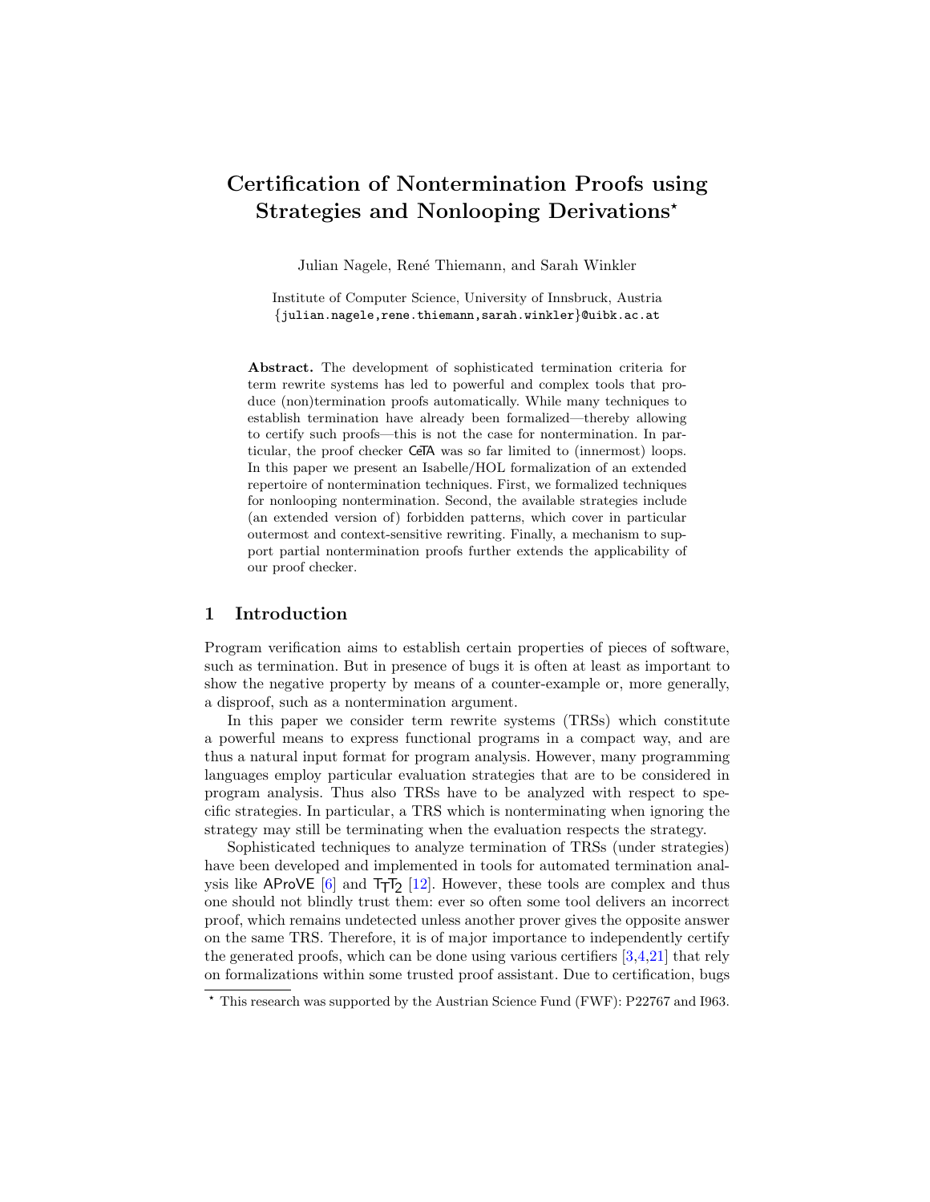# Certification of Nontermination Proofs using Strategies and Nonlooping Derivations*

Julian Nagele, René Thiemann, and Sarah Winkler

Institute of Computer Science, University of Innsbruck, Austria
{julian.nagele,rene.thiemann,sarah.winkler}@uibk.ac.at

**Abstract.** The development of sophisticated termination criteria for term rewrite systems has led to powerful and complex tools that produce (non)termination proofs automatically. While many techniques to establish termination have already been formalized—thereby allowing to certify such proofs—this is not the case for nontermination. In particular, the proof checker CeTA was so far limited to (innermost) loops. In this paper we present an Isabelle/HOL formalization of an extended repertoire of nontermination techniques. First, we formalized techniques for nonlooping nontermination. Second, the available strategies include (an extended version of) forbidden patterns, which cover in particular outermost and context-sensitive rewriting. Finally, a mechanism to support partial nontermination proofs further extends the applicability of our proof checker.

## 1 Introduction

Program verification aims to establish certain properties of pieces of software, such as termination. But in presence of bugs it is often at least as important to show the negative property by means of a counter-example or, more generally, a disproof, such as a nontermination argument.

In this paper we consider term rewrite systems (TRSs) which constitute a powerful means to express functional programs in a compact way, and are thus a natural input format for program analysis. However, many programming languages employ particular evaluation strategies that are to be considered in program analysis. Thus also TRSs have to be analyzed with respect to specific strategies. In particular, a TRS which is nonterminating when ignoring the strategy may still be terminating when the evaluation respects the strategy.

Sophisticated techniques to analyze termination of TRSs (under strategies) have been developed and implemented in tools for automated termination analysis like AProVE [6] and $\mathsf{T_TT_2}$ [12]. However, these tools are complex and thus one should not blindly trust them: ever so often some tool delivers an incorrect proof, which remains undetected unless another prover gives the opposite answer on the same TRS. Therefore, it is of major importance to independently certify the generated proofs, which can be done using various certifiers [3,4,21] that rely on formalizations within some trusted proof assistant. Due to certification, bugs

* This research was supported by the Austrian Science Fund (FWF): P22767 and I963.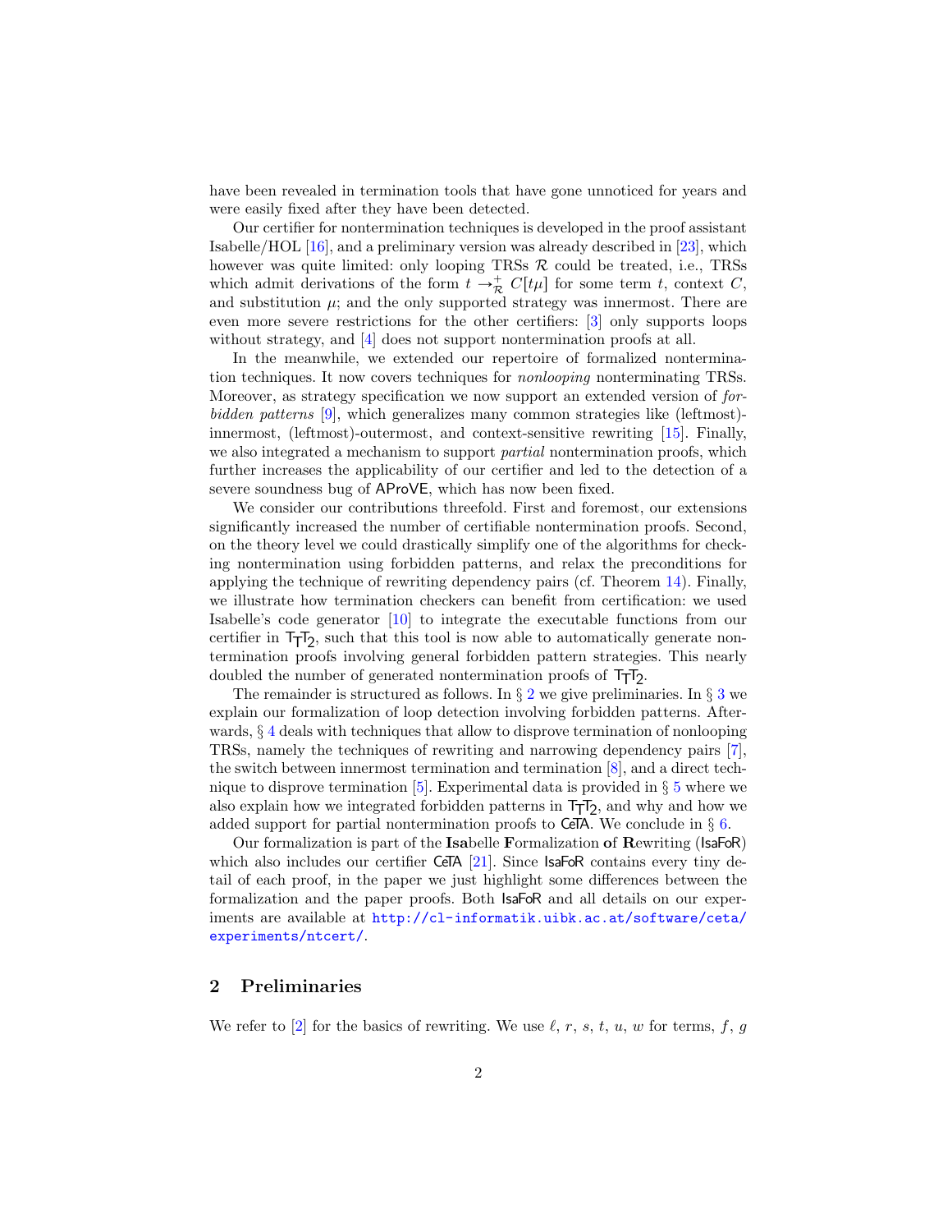have been revealed in termination tools that have gone unnoticed for years and were easily fixed after they have been detected.

Our certifier for nontermination techniques is developed in the proof assistant Isabelle/HOL [16], and a preliminary version was already described in [23], which however was quite limited: only looping TRSs $\mathcal{R}$ could be treated, i.e., TRSs which admit derivations of the form $t \to_{\mathcal{R}}^{+} C[t\mu]$ for some term $t$, context $C$, and substitution $\mu$; and the only supported strategy was innermost. There are even more severe restrictions for the other certifiers: [3] only supports loops without strategy, and [4] does not support nontermination proofs at all.

In the meanwhile, we extended our repertoire of formalized nontermination techniques. It now covers techniques for *nonlooping* nonterminating TRSs. Moreover, as strategy specification we now support an extended version of *forbidden patterns* [9], which generalizes many common strategies like (leftmost)-innermost, (leftmost)-outermost, and context-sensitive rewriting [15]. Finally, we also integrated a mechanism to support *partial* nontermination proofs, which further increases the applicability of our certifier and led to the detection of a severe soundness bug of AProVE, which has now been fixed.

We consider our contributions threefold. First and foremost, our extensions significantly increased the number of certifiable nontermination proofs. Second, on the theory level we could drastically simplify one of the algorithms for checking nontermination using forbidden patterns, and relax the preconditions for applying the technique of rewriting dependency pairs (cf. Theorem 14). Finally, we illustrate how termination checkers can benefit from certification: we used Isabelle's code generator [10] to integrate the executable functions from our certifier in $\mathsf{T_TT_2}$, such that this tool is now able to automatically generate nontermination proofs involving general forbidden pattern strategies. This nearly doubled the number of generated nontermination proofs of $\mathsf{T_TT_2}$.

The remainder is structured as follows. In § 2 we give preliminaries. In § 3 we explain our formalization of loop detection involving forbidden patterns. Afterwards, § 4 deals with techniques that allow to disprove termination of nonlooping TRSs, namely the techniques of rewriting and narrowing dependency pairs [7], the switch between innermost termination and termination [8], and a direct technique to disprove termination [5]. Experimental data is provided in § 5 where we also explain how we integrated forbidden patterns in $\mathsf{T_TT_2}$, and why and how we added support for partial nontermination proofs to CeTA. We conclude in § 6.

Our formalization is part of the **Isa**belle **F**ormalization **o**f **R**ewriting (IsaFoR) which also includes our certifier CeTA [21]. Since IsaFoR contains every tiny detail of each proof, in the paper we just highlight some differences between the formalization and the paper proofs. Both IsaFoR and all details on our experiments are available at http://cl-informatik.uibk.ac.at/software/ceta/experiments/ntcert/.

## 2 Preliminaries

We refer to [2] for the basics of rewriting. We use $\ell$, $r$, $s$, $t$, $u$, $w$ for terms, $f$, $g$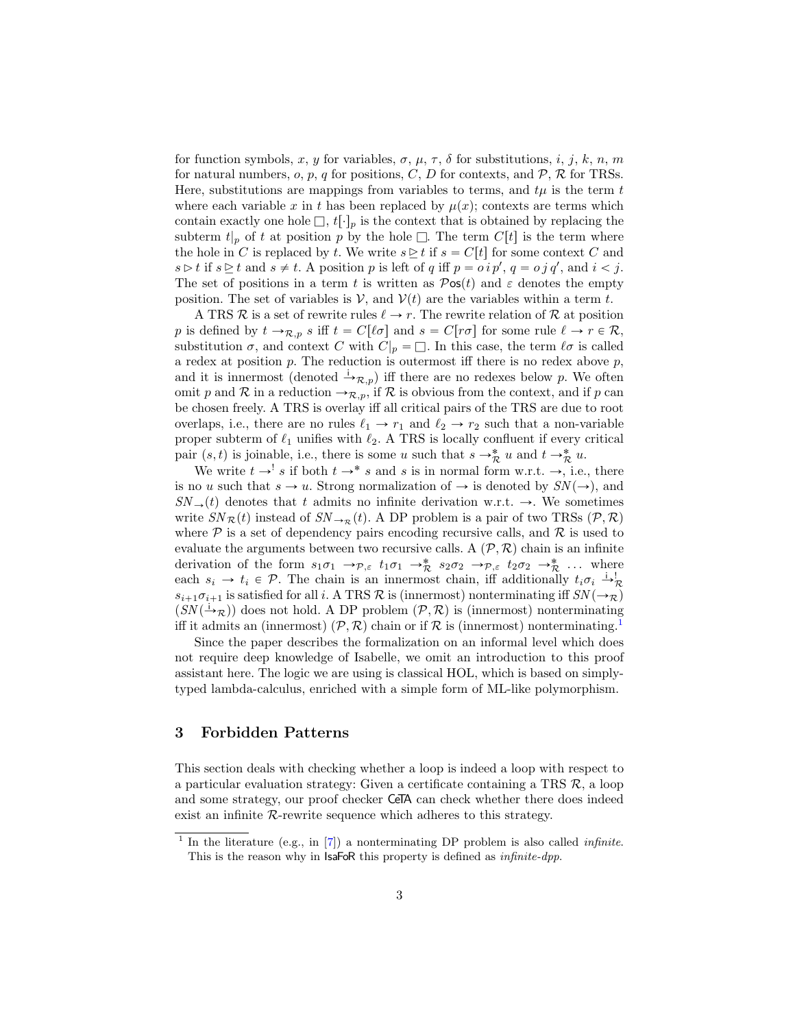for function symbols, $x$, $y$ for variables, $\sigma$, $\mu$, $\tau$, $\delta$ for substitutions, $i$, $j$, $k$, $n$, $m$ for natural numbers, $o$, $p$, $q$ for positions, $C$, $D$ for contexts, and $\mathcal{P}$, $\mathcal{R}$ for TRSs. Here, substitutions are mappings from variables to terms, and $t\mu$ is the term $t$ where each variable $x$ in $t$ has been replaced by $\mu(x)$; contexts are terms which contain exactly one hole $\Box$, $t[\cdot]_p$ is the context that is obtained by replacing the subterm $t|_p$ of $t$ at position $p$ by the hole $\Box$. The term $C[t]$ is the term where the hole in $C$ is replaced by $t$. We write $s \trianglerighteq t$ if $s = C[t]$ for some context $C$ and $s \triangleright t$ if $s \trianglerighteq t$ and $s \neq t$. A position $p$ is left of $q$ iff $p = o\,i\,p'$, $q = o\,j\,q'$, and $i < j$. The set of positions in a term $t$ is written as $\mathcal{P}\mathsf{os}(t)$ and $\varepsilon$ denotes the empty position. The set of variables is $\mathcal{V}$, and $\mathcal{V}(t)$ are the variables within a term $t$.

A TRS $\mathcal{R}$ is a set of rewrite rules $\ell \to r$. The rewrite relation of $\mathcal{R}$ at position $p$ is defined by $t \to_{\mathcal{R},p} s$ iff $t = C[\ell\sigma]$ and $s = C[r\sigma]$ for some rule $\ell \to r \in \mathcal{R}$, substitution $\sigma$, and context $C$ with $C|_p = \Box$. In this case, the term $\ell\sigma$ is called a redex at position $p$. The reduction is outermost iff there is no redex above $p$, and it is innermost (denoted $\xrightarrow{\mathrm{i}}_{\mathcal{R},p}$) iff there are no redexes below $p$. We often omit $p$ and $\mathcal{R}$ in a reduction $\to_{\mathcal{R},p}$, if $\mathcal{R}$ is obvious from the context, and if $p$ can be chosen freely. A TRS is overlay iff all critical pairs of the TRS are due to root overlaps, i.e., there are no rules $\ell_1 \to r_1$ and $\ell_2 \to r_2$ such that a non-variable proper subterm of $\ell_1$ unifies with $\ell_2$. A TRS is locally confluent if every critical pair $(s,t)$ is joinable, i.e., there is some $u$ such that $s \to_{\mathcal{R}}^* u$ and $t \to_{\mathcal{R}}^* u$.

We write $t \to^! s$ if both $t \to^* s$ and $s$ is in normal form w.r.t. $\to$, i.e., there is no $u$ such that $s \to u$. Strong normalization of $\to$ is denoted by $SN(\to)$, and $SN_{\to}(t)$ denotes that $t$ admits no infinite derivation w.r.t. $\to$. We sometimes write $SN_{\mathcal{R}}(t)$ instead of $SN_{\to_{\mathcal{R}}}(t)$. A DP problem is a pair of two TRSs $(\mathcal{P},\mathcal{R})$ where $\mathcal{P}$ is a set of dependency pairs encoding recursive calls, and $\mathcal{R}$ is used to evaluate the arguments between two recursive calls. A $(\mathcal{P},\mathcal{R})$ chain is an infinite derivation of the form $s_1\sigma_1 \to_{\mathcal{P},\varepsilon} t_1\sigma_1 \to_{\mathcal{R}}^* s_2\sigma_2 \to_{\mathcal{P},\varepsilon} t_2\sigma_2 \to_{\mathcal{R}}^* \ldots$ where each $s_i \to t_i \in \mathcal{P}$. The chain is an innermost chain, iff additionally $t_i\sigma_i \xrightarrow{\mathrm{i}}{}^!_{\mathcal{R}} s_{i+1}\sigma_{i+1}$ is satisfied for all $i$. A TRS $\mathcal{R}$ is (innermost) nonterminating iff $SN(\to_{\mathcal{R}})$ ($SN(\xrightarrow{\mathrm{i}}_{\mathcal{R}})$) does not hold. A DP problem $(\mathcal{P},\mathcal{R})$ is (innermost) nonterminating iff it admits an (innermost) $(\mathcal{P},\mathcal{R})$ chain or if $\mathcal{R}$ is (innermost) nonterminating.[1]

Since the paper describes the formalization on an informal level which does not require deep knowledge of Isabelle, we omit an introduction to this proof assistant here. The logic we are using is classical HOL, which is based on simply-typed lambda-calculus, enriched with a simple form of ML-like polymorphism.

## 3 Forbidden Patterns

This section deals with checking whether a loop is indeed a loop with respect to a particular evaluation strategy: Given a certificate containing a TRS $\mathcal{R}$, a loop and some strategy, our proof checker CeTA can check whether there does indeed exist an infinite $\mathcal{R}$-rewrite sequence which adheres to this strategy.

---

[1] In the literature (e.g., in [7]) a nonterminating DP problem is also called *infinite*. This is the reason why in IsaFoR this property is defined as *infinite-dpp*.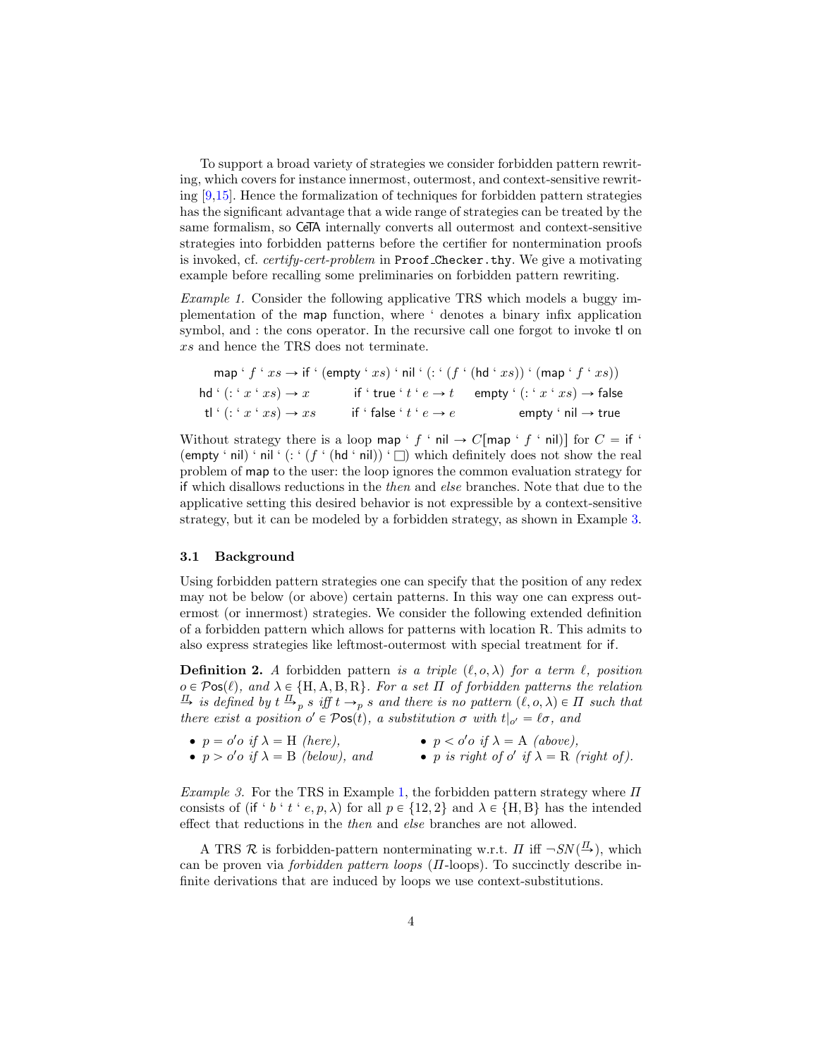To support a broad variety of strategies we consider forbidden pattern rewriting, which covers for instance innermost, outermost, and context-sensitive rewriting [9,15]. Hence the formalization of techniques for forbidden pattern strategies has the significant advantage that a wide range of strategies can be treated by the same formalism, so CeTA internally converts all outermost and context-sensitive strategies into forbidden patterns before the certifier for nontermination proofs is invoked, cf. *certify-cert-problem* in `Proof_Checker.thy`. We give a motivating example before recalling some preliminaries on forbidden pattern rewriting.

*Example 1.* Consider the following applicative TRS which models a buggy implementation of the map function, where ‘ denotes a binary infix application symbol, and : the cons operator. In the recursive call one forgot to invoke tl on $xs$ and hence the TRS does not terminate.

$$\mathsf{map} \mathbin{`} f \mathbin{`} xs \to \mathsf{if} \mathbin{`} (\mathsf{empty} \mathbin{`} xs) \mathbin{`} \mathsf{nil} \mathbin{`} (: \mathbin{`} (f \mathbin{`} (\mathsf{hd} \mathbin{`} xs)) \mathbin{`} (\mathsf{map} \mathbin{`} f \mathbin{`} xs))$$

$$\mathsf{hd} \mathbin{`} (: \mathbin{`} x \mathbin{`} xs) \to x \qquad \mathsf{if} \mathbin{`} \mathsf{true} \mathbin{`} t \mathbin{`} e \to t \qquad \mathsf{empty} \mathbin{`} (: \mathbin{`} x \mathbin{`} xs) \to \mathsf{false}$$

$$\mathsf{tl} \mathbin{`} (: \mathbin{`} x \mathbin{`} xs) \to xs \qquad \mathsf{if} \mathbin{`} \mathsf{false} \mathbin{`} t \mathbin{`} e \to e \qquad \mathsf{empty} \mathbin{`} \mathsf{nil} \to \mathsf{true}$$

Without strategy there is a loop $\mathsf{map} \mathbin{`} f \mathbin{`} \mathsf{nil} \to C[\mathsf{map} \mathbin{`} f \mathbin{`} \mathsf{nil}]$ for $C = \mathsf{if} \mathbin{`} (\mathsf{empty} \mathbin{`} \mathsf{nil}) \mathbin{`} \mathsf{nil} \mathbin{`} (: \mathbin{`} (f \mathbin{`} (\mathsf{hd} \mathbin{`} \mathsf{nil})) \mathbin{`} \square)$ which definitely does not show the real problem of map to the user: the loop ignores the common evaluation strategy for if which disallows reductions in the *then* and *else* branches. Note that due to the applicative setting this desired behavior is not expressible by a context-sensitive strategy, but it can be modeled by a forbidden strategy, as shown in Example 3.

### 3.1 Background

Using forbidden pattern strategies one can specify that the position of any redex may not be below (or above) certain patterns. In this way one can express outermost (or innermost) strategies. We consider the following extended definition of a forbidden pattern which allows for patterns with location R. This admits to also express strategies like leftmost-outermost with special treatment for if.

**Definition 2.** *A* forbidden pattern *is a triple $(\ell, o, \lambda)$ for a term $\ell$, position $o \in \mathcal{P}\mathsf{os}(\ell)$, and $\lambda \in \{\mathrm{H}, \mathrm{A}, \mathrm{B}, \mathrm{R}\}$. For a set $\Pi$ of forbidden patterns the relation $\xrightarrow{\Pi}$ is defined by $t \xrightarrow{\Pi}_p s$ iff $t \to_p s$ and there is no pattern $(\ell, o, \lambda) \in \Pi$ such that there exist a position $o' \in \mathcal{P}\mathsf{os}(t)$, a substitution $\sigma$ with $t|_{o'} = \ell\sigma$, and*

- *$p = o'o$ if $\lambda = \mathrm{H}$ (here),*
- *$p < o'o$ if $\lambda = \mathrm{A}$ (above),*
- *$p > o'o$ if $\lambda = \mathrm{B}$ (below), and*
- *$p$ is right of $o'$ if $\lambda = \mathrm{R}$ (right of).*

*Example 3.* For the TRS in Example 1, the forbidden pattern strategy where $\Pi$ consists of $(\mathsf{if} \mathbin{`} b \mathbin{`} t \mathbin{`} e, p, \lambda)$ for all $p \in \{12, 2\}$ and $\lambda \in \{\mathrm{H}, \mathrm{B}\}$ has the intended effect that reductions in the *then* and *else* branches are not allowed.

A TRS $\mathcal{R}$ is forbidden-pattern nonterminating w.r.t. $\Pi$ iff $\neg SN(\xrightarrow{\Pi})$, which can be proven via *forbidden pattern loops* ($\Pi$-loops). To succinctly describe infinite derivations that are induced by loops we use context-substitutions.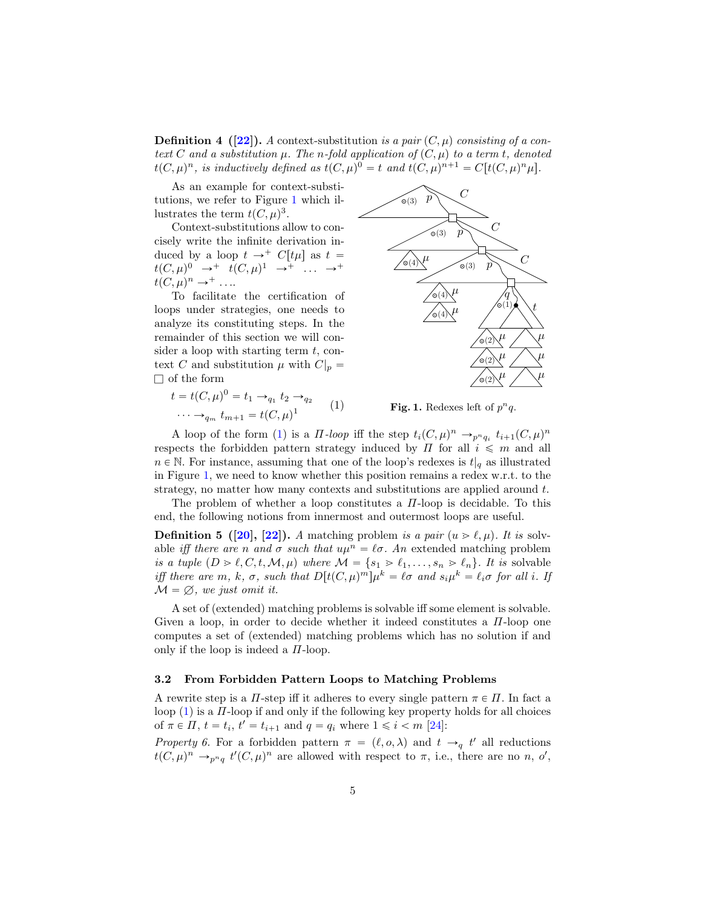**Definition 4 ([22]).** *A* context-substitution *is a pair $(C, \mu)$ consisting of a context $C$ and a substitution $\mu$. The $n$-fold application of $(C, \mu)$ to a term $t$, denoted $t(C, \mu)^n$, is inductively defined as $t(C, \mu)^0 = t$ and $t(C, \mu)^{n+1} = C[t(C, \mu)^n \mu]$.*

As an example for context-substitutions, we refer to Figure 1 which illustrates the term $t(C, \mu)^3$.

Context-substitutions allow to concisely write the infinite derivation induced by a loop $t \to^+ C[t\mu]$ as $t = t(C, \mu)^0 \to^+ t(C, \mu)^1 \to^+ \ldots \to^+ t(C, \mu)^n \to^+ \ldots$.

To facilitate the certification of loops under strategies, one needs to analyze its constituting steps. In the remainder of this section we will consider a loop with starting term $t$, context $C$ and substitution $\mu$ with $C|_p = \Box$ of the form

$$t = t(C, \mu)^0 = t_1 \to_{q_1} t_2 \to_{q_2} \cdots \to_{q_m} t_{m+1} = t(C, \mu)^1 \quad (1)$$

**Fig. 1.** Redexes left of $p^n q$.

A loop of the form (1) is a $\Pi$*-loop* iff the step $t_i(C, \mu)^n \to_{p^n q_i} t_{i+1}(C, \mu)^n$ respects the forbidden pattern strategy induced by $\Pi$ for all $i \leqslant m$ and all $n \in \mathbb{N}$. For instance, assuming that one of the loop's redexes is $t|_q$ as illustrated in Figure 1, we need to know whether this position remains a redex w.r.t. to the strategy, no matter how many contexts and substitutions are applied around $t$.

The problem of whether a loop constitutes a $\Pi$-loop is decidable. To this end, the following notions from innermost and outermost loops are useful.

**Definition 5 ([20], [22]).** *A* matching problem *is a pair $(u > \ell, \mu)$. It is* solvable *iff there are $n$ and $\sigma$ such that $u\mu^n = \ell\sigma$. An* extended matching problem *is a tuple $(D > \ell, C, t, \mathcal{M}, \mu)$ where $\mathcal{M} = \{s_1 > \ell_1, \ldots, s_n > \ell_n\}$. It is* solvable *iff there are $m$, $k$, $\sigma$, such that $D[t(C, \mu)^m]\mu^k = \ell\sigma$ and $s_i \mu^k = \ell_i \sigma$ for all $i$. If $\mathcal{M} = \varnothing$, we just omit it.*

A set of (extended) matching problems is solvable iff some element is solvable. Given a loop, in order to decide whether it indeed constitutes a $\Pi$-loop one computes a set of (extended) matching problems which has no solution if and only if the loop is indeed a $\Pi$-loop.

### 3.2 From Forbidden Pattern Loops to Matching Problems

A rewrite step is a $\Pi$-step iff it adheres to every single pattern $\pi \in \Pi$. In fact a loop (1) is a $\Pi$-loop if and only if the following key property holds for all choices of $\pi \in \Pi$, $t = t_i$, $t' = t_{i+1}$ and $q = q_i$ where $1 \leqslant i < m$ [24]:

*Property 6.* For a forbidden pattern $\pi = (\ell, o, \lambda)$ and $t \to_q t'$ all reductions $t(C, \mu)^n \to_{p^n q} t'(C, \mu)^n$ are allowed with respect to $\pi$, i.e., there are no $n$, $o'$,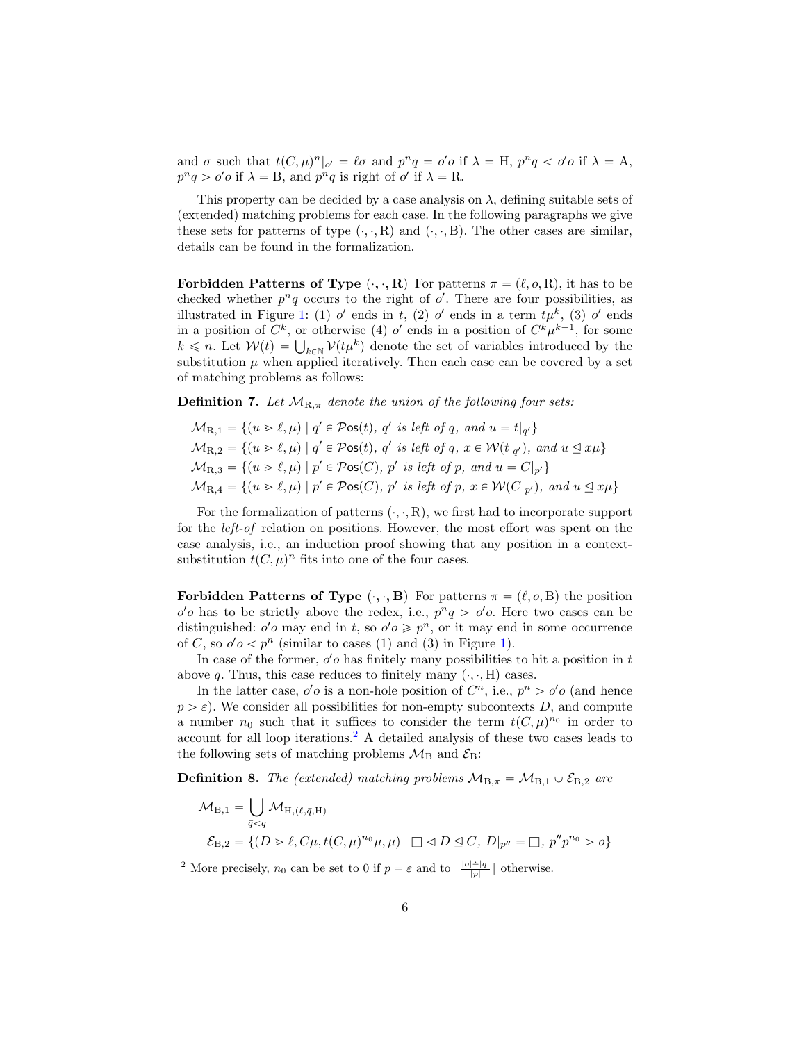and $\sigma$ such that $t(C,\mu)^n|_{o'} = \ell\sigma$ and $p^n q = o'o$ if $\lambda = \mathrm{H}$, $p^n q < o'o$ if $\lambda = \mathrm{A}$, $p^n q > o'o$ if $\lambda = \mathrm{B}$, and $p^n q$ is right of $o'$ if $\lambda = \mathrm{R}$.

This property can be decided by a case analysis on $\lambda$, defining suitable sets of (extended) matching problems for each case. In the following paragraphs we give these sets for patterns of type $(\cdot,\cdot,\mathrm{R})$ and $(\cdot,\cdot,\mathrm{B})$. The other cases are similar, details can be found in the formalization.

**Forbidden Patterns of Type $(\cdot,\cdot,\mathbf{R})$** For patterns $\pi = (\ell, o, \mathrm{R})$, it has to be checked whether $p^n q$ occurs to the right of $o'$. There are four possibilities, as illustrated in Figure 1: (1) $o'$ ends in $t$, (2) $o'$ ends in a term $t\mu^k$, (3) $o'$ ends in a position of $C^k$, or otherwise (4) $o'$ ends in a position of $C^k\mu^{k-1}$, for some $k \leqslant n$. Let $\mathcal{W}(t) = \bigcup_{k\in\mathbb{N}} \mathcal{V}(t\mu^k)$ denote the set of variables introduced by the substitution $\mu$ when applied iteratively. Then each case can be covered by a set of matching problems as follows:

**Definition 7.** *Let $\mathcal{M}_{\mathrm{R},\pi}$ denote the union of the following four sets:*

$$\mathcal{M}_{\mathrm{R},1} = \{(u > \ell, \mu) \mid q' \in \mathcal{P}\mathsf{os}(t),\ q' \text{ is left of } q, \text{ and } u = t|_{q'}\}$$
$$\mathcal{M}_{\mathrm{R},2} = \{(u > \ell, \mu) \mid q' \in \mathcal{P}\mathsf{os}(t),\ q' \text{ is left of } q,\ x \in \mathcal{W}(t|_{q'}), \text{ and } u \trianglelefteq x\mu\}$$
$$\mathcal{M}_{\mathrm{R},3} = \{(u > \ell, \mu) \mid p' \in \mathcal{P}\mathsf{os}(C),\ p' \text{ is left of } p, \text{ and } u = C|_{p'}\}$$
$$\mathcal{M}_{\mathrm{R},4} = \{(u > \ell, \mu) \mid p' \in \mathcal{P}\mathsf{os}(C),\ p' \text{ is left of } p,\ x \in \mathcal{W}(C|_{p'}), \text{ and } u \trianglelefteq x\mu\}$$

For the formalization of patterns $(\cdot,\cdot,\mathrm{R})$, we first had to incorporate support for the *left-of* relation on positions. However, the most effort was spent on the case analysis, i.e., an induction proof showing that any position in a context-substitution $t(C,\mu)^n$ fits into one of the four cases.

**Forbidden Patterns of Type $(\cdot,\cdot,\mathbf{B})$** For patterns $\pi = (\ell, o, \mathrm{B})$ the position $o'o$ has to be strictly above the redex, i.e., $p^n q > o'o$. Here two cases can be distinguished: $o'o$ may end in $t$, so $o'o \geqslant p^n$, or it may end in some occurrence of $C$, so $o'o < p^n$ (similar to cases (1) and (3) in Figure 1).

In case of the former, $o'o$ has finitely many possibilities to hit a position in $t$ above $q$. Thus, this case reduces to finitely many $(\cdot,\cdot,\mathrm{H})$ cases.

In the latter case, $o'o$ is a non-hole position of $C^n$, i.e., $p^n > o'o$ (and hence $p > \varepsilon$). We consider all possibilities for non-empty subcontexts $D$, and compute a number $n_0$ such that it suffices to consider the term $t(C,\mu)^{n_0}$ in order to account for all loop iterations.[2] A detailed analysis of these two cases leads to the following sets of matching problems $\mathcal{M}_\mathrm{B}$ and $\mathcal{E}_\mathrm{B}$:

**Definition 8.** *The (extended) matching problems $\mathcal{M}_{\mathrm{B},\pi} = \mathcal{M}_{\mathrm{B},1} \cup \mathcal{E}_{\mathrm{B},2}$ are*

$$\mathcal{M}_{\mathrm{B},1} = \bigcup_{\bar{q}<q} \mathcal{M}_{\mathrm{H},(\ell,\bar{q},\mathrm{H})}$$
$$\mathcal{E}_{\mathrm{B},2} = \{(D > \ell, C\mu, t(C,\mu)^{n_0}\mu, \mu) \mid \Box \lhd D \trianglelefteq C,\ D|_{p''} = \Box,\ p''p^{n_0} > o\}$$

[2] More precisely, $n_0$ can be set to 0 if $p = \varepsilon$ and to $\lceil \frac{|o| \dot{-} |q|}{|p|} \rceil$ otherwise.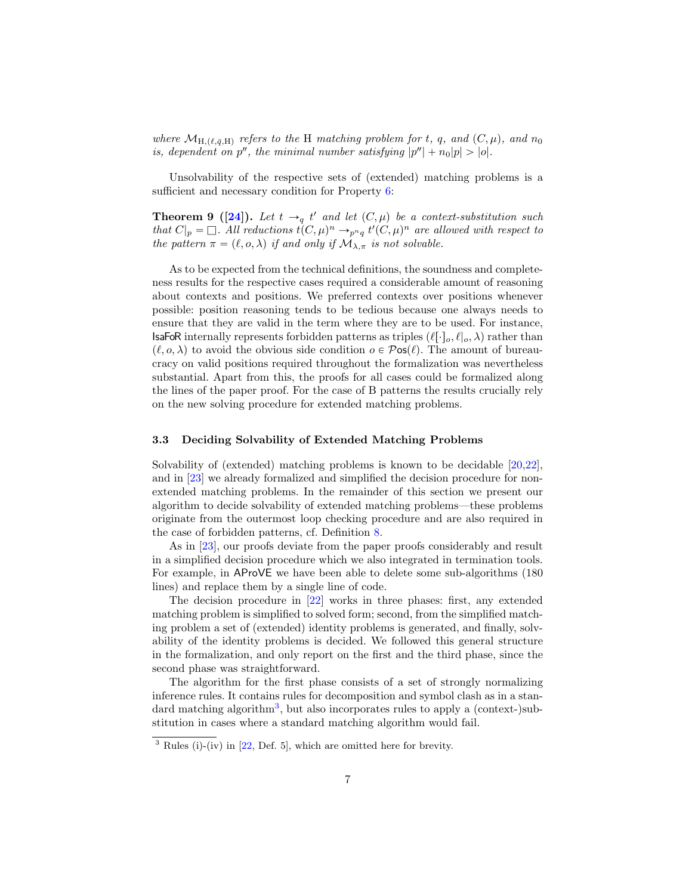*where* $\mathcal{M}_{\mathrm{H},(\ell,\bar{q},\mathrm{H})}$ *refers to the* H *matching problem for* $t$*,* $q$*, and* $(C,\mu)$*, and* $n_0$ *is, dependent on* $p''$*, the minimal number satisfying* $|p''| + n_0|p| > |o|$*.*

Unsolvability of the respective sets of (extended) matching problems is a sufficient and necessary condition for Property 6:

**Theorem 9 ([24]).** *Let* $t \rightarrow_q t'$ *and let* $(C,\mu)$ *be a context-substitution such that* $C|_p = \Box$*. All reductions* $t(C,\mu)^n \rightarrow_{p^n q} t'(C,\mu)^n$ *are allowed with respect to the pattern* $\pi = (\ell, o, \lambda)$ *if and only if* $\mathcal{M}_{\lambda,\pi}$ *is not solvable.*

As to be expected from the technical definitions, the soundness and completeness results for the respective cases required a considerable amount of reasoning about contexts and positions. We preferred contexts over positions whenever possible: position reasoning tends to be tedious because one always needs to ensure that they are valid in the term where they are to be used. For instance, IsaFoR internally represents forbidden patterns as triples $(\ell[\cdot]_o, \ell|_o, \lambda)$ rather than $(\ell, o, \lambda)$ to avoid the obvious side condition $o \in \mathcal{P}\mathsf{os}(\ell)$. The amount of bureaucracy on valid positions required throughout the formalization was nevertheless substantial. Apart from this, the proofs for all cases could be formalized along the lines of the paper proof. For the case of B patterns the results crucially rely on the new solving procedure for extended matching problems.

### 3.3 Deciding Solvability of Extended Matching Problems

Solvability of (extended) matching problems is known to be decidable [20,22], and in [23] we already formalized and simplified the decision procedure for non-extended matching problems. In the remainder of this section we present our algorithm to decide solvability of extended matching problems—these problems originate from the outermost loop checking procedure and are also required in the case of forbidden patterns, cf. Definition 8.

As in [23], our proofs deviate from the paper proofs considerably and result in a simplified decision procedure which we also integrated in termination tools. For example, in AProVE we have been able to delete some sub-algorithms (180 lines) and replace them by a single line of code.

The decision procedure in [22] works in three phases: first, any extended matching problem is simplified to solved form; second, from the simplified matching problem a set of (extended) identity problems is generated, and finally, solvability of the identity problems is decided. We followed this general structure in the formalization, and only report on the first and the third phase, since the second phase was straightforward.

The algorithm for the first phase consists of a set of strongly normalizing inference rules. It contains rules for decomposition and symbol clash as in a standard matching algorithm[3], but also incorporates rules to apply a (context-)substitution in cases where a standard matching algorithm would fail.

---

[3] Rules (i)-(iv) in [22, Def. 5], which are omitted here for brevity.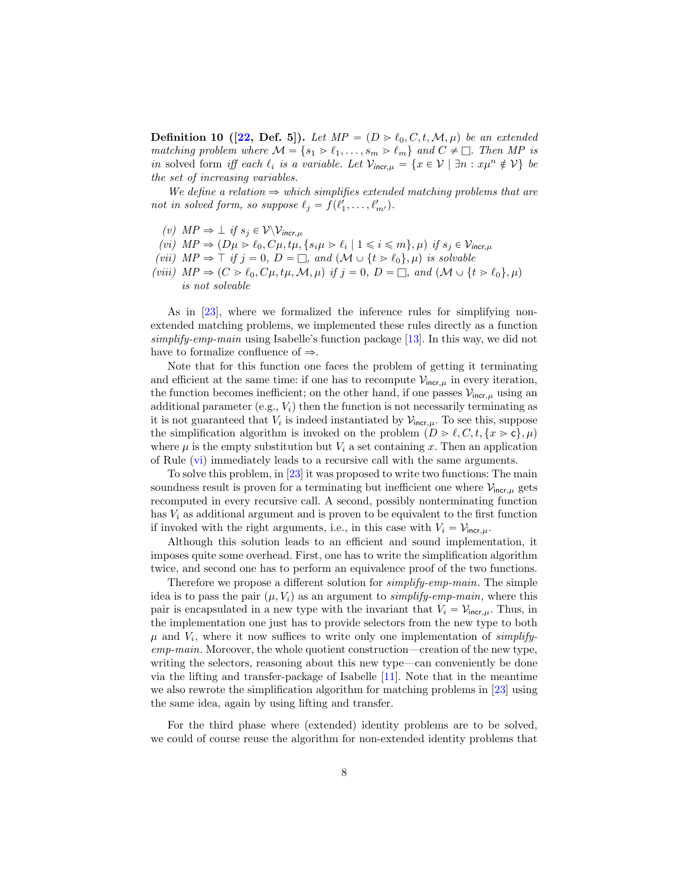**Definition 10 ([22, Def. 5]).** *Let $MP = (D > \ell_0, C, t, \mathcal{M}, \mu)$ be an extended matching problem where $\mathcal{M} = \{s_1 > \ell_1, \ldots, s_m > \ell_m\}$ and $C \neq \Box$. Then MP is in* solved form *iff each $\ell_i$ is a variable. Let $\mathcal{V}_{\mathsf{incr},\mu} = \{x \in \mathcal{V} \mid \exists n : x\mu^n \notin \mathcal{V}\}$ be the set of increasing variables.*

*We define a relation $\Rightarrow$ which simplifies extended matching problems that are not in solved form, so suppose $\ell_j = f(\ell'_1, \ldots, \ell'_{m'})$.*

- *(v) $MP \Rightarrow \bot$ if $s_j \in \mathcal{V} \backslash \mathcal{V}_{\mathsf{incr},\mu}$*
- *(vi) $MP \Rightarrow (D\mu > \ell_0, C\mu, t\mu, \{s_i\mu > \ell_i \mid 1 \leqslant i \leqslant m\}, \mu)$ if $s_j \in \mathcal{V}_{\mathsf{incr},\mu}$*
- *(vii) $MP \Rightarrow \top$ if $j = 0$, $D = \Box$, and $(\mathcal{M} \cup \{t > \ell_0\}, \mu)$ is solvable*
- *(viii) $MP \Rightarrow (C > \ell_0, C\mu, t\mu, \mathcal{M}, \mu)$ if $j = 0$, $D = \Box$, and $(\mathcal{M} \cup \{t > \ell_0\}, \mu)$ is not solvable*

As in [23], where we formalized the inference rules for simplifying non-extended matching problems, we implemented these rules directly as a function *simplify-emp-main* using Isabelle's function package [13]. In this way, we did not have to formalize confluence of $\Rightarrow$.

Note that for this function one faces the problem of getting it terminating and efficient at the same time: if one has to recompute $\mathcal{V}_{\mathsf{incr},\mu}$ in every iteration, the function becomes inefficient; on the other hand, if one passes $\mathcal{V}_{\mathsf{incr},\mu}$ using an additional parameter (e.g., $V_i$) then the function is not necessarily terminating as it is not guaranteed that $V_i$ is indeed instantiated by $\mathcal{V}_{\mathsf{incr},\mu}$. To see this, suppose the simplification algorithm is invoked on the problem $(D > \ell, C, t, \{x > \mathsf{c}\}, \mu)$ where $\mu$ is the empty substitution but $V_i$ a set containing $x$. Then an application of Rule (vi) immediately leads to a recursive call with the same arguments.

To solve this problem, in [23] it was proposed to write two functions: The main soundness result is proven for a terminating but inefficient one where $\mathcal{V}_{\mathsf{incr},\mu}$ gets recomputed in every recursive call. A second, possibly nonterminating function has $V_i$ as additional argument and is proven to be equivalent to the first function if invoked with the right arguments, i.e., in this case with $V_i = \mathcal{V}_{\mathsf{incr},\mu}$.

Although this solution leads to an efficient and sound implementation, it imposes quite some overhead. First, one has to write the simplification algorithm twice, and second one has to perform an equivalence proof of the two functions.

Therefore we propose a different solution for *simplify-emp-main*. The simple idea is to pass the pair $(\mu, V_i)$ as an argument to *simplify-emp-main*, where this pair is encapsulated in a new type with the invariant that $V_i = \mathcal{V}_{\mathsf{incr},\mu}$. Thus, in the implementation one just has to provide selectors from the new type to both $\mu$ and $V_i$, where it now suffices to write only one implementation of *simplify-emp-main*. Moreover, the whole quotient construction—creation of the new type, writing the selectors, reasoning about this new type—can conveniently be done via the lifting and transfer-package of Isabelle [11]. Note that in the meantime we also rewrote the simplification algorithm for matching problems in [23] using the same idea, again by using lifting and transfer.

For the third phase where (extended) identity problems are to be solved, we could of course reuse the algorithm for non-extended identity problems that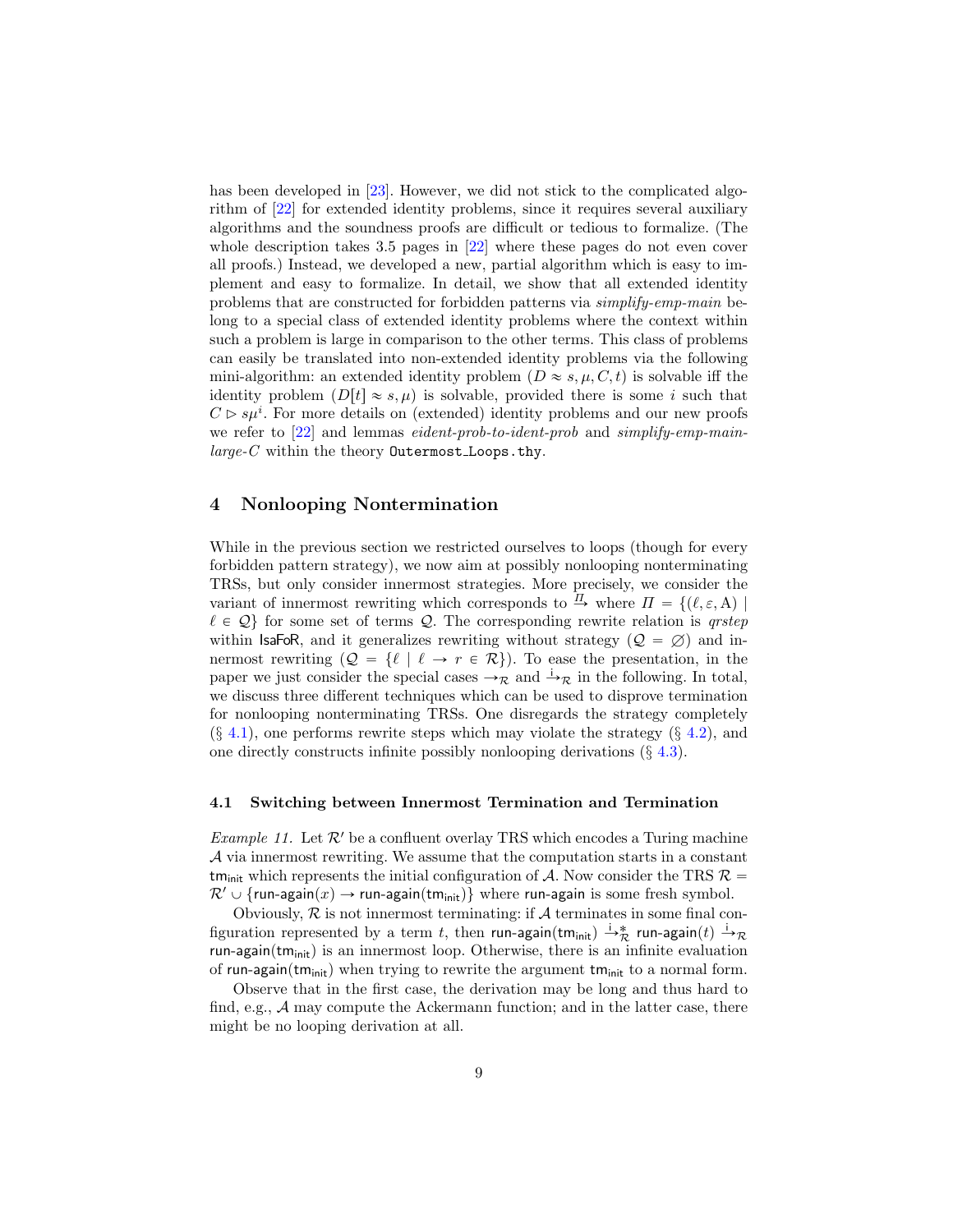has been developed in [23]. However, we did not stick to the complicated algorithm of [22] for extended identity problems, since it requires several auxiliary algorithms and the soundness proofs are difficult or tedious to formalize. (The whole description takes 3.5 pages in [22] where these pages do not even cover all proofs.) Instead, we developed a new, partial algorithm which is easy to implement and easy to formalize. In detail, we show that all extended identity problems that are constructed for forbidden patterns via *simplify-emp-main* belong to a special class of extended identity problems where the context within such a problem is large in comparison to the other terms. This class of problems can easily be translated into non-extended identity problems via the following mini-algorithm: an extended identity problem $(D \approx s, \mu, C, t)$ is solvable iff the identity problem $(D[t] \approx s, \mu)$ is solvable, provided there is some $i$ such that $C \rhd s\mu^i$. For more details on (extended) identity problems and our new proofs we refer to [22] and lemmas *eident-prob-to-ident-prob* and *simplify-emp-main-large-C* within the theory `Outermost_Loops.thy`.

## 4 Nonlooping Nontermination

While in the previous section we restricted ourselves to loops (though for every forbidden pattern strategy), we now aim at possibly nonlooping nonterminating TRSs, but only consider innermost strategies. More precisely, we consider the variant of innermost rewriting which corresponds to $\xrightarrow{\Pi}$ where $\Pi = \{(\ell, \varepsilon, \mathrm{A}) \mid \ell \in \mathcal{Q}\}$ for some set of terms $\mathcal{Q}$. The corresponding rewrite relation is *qrstep* within IsaFoR, and it generalizes rewriting without strategy ($\mathcal{Q} = \varnothing$) and innermost rewriting ($\mathcal{Q} = \{\ell \mid \ell \to r \in \mathcal{R}\}$). To ease the presentation, in the paper we just consider the special cases $\to_{\mathcal{R}}$ and $\xrightarrow{\mathrm{i}}_{\mathcal{R}}$ in the following. In total, we discuss three different techniques which can be used to disprove termination for nonlooping nonterminating TRSs. One disregards the strategy completely (§ 4.1), one performs rewrite steps which may violate the strategy (§ 4.2), and one directly constructs infinite possibly nonlooping derivations (§ 4.3).

### 4.1 Switching between Innermost Termination and Termination

*Example 11.* Let $\mathcal{R}'$ be a confluent overlay TRS which encodes a Turing machine $\mathcal{A}$ via innermost rewriting. We assume that the computation starts in a constant $\mathsf{tm_{init}}$ which represents the initial configuration of $\mathcal{A}$. Now consider the TRS $\mathcal{R} = \mathcal{R}' \cup \{\mathsf{run\text{-}again}(x) \to \mathsf{run\text{-}again}(\mathsf{tm_{init}})\}$ where $\mathsf{run\text{-}again}$ is some fresh symbol.

Obviously, $\mathcal{R}$ is not innermost terminating: if $\mathcal{A}$ terminates in some final configuration represented by a term $t$, then $\mathsf{run\text{-}again}(\mathsf{tm_{init}}) \xrightarrow{\mathrm{i}}{}^{*}_{\mathcal{R}} \mathsf{run\text{-}again}(t) \xrightarrow{\mathrm{i}}_{\mathcal{R}} \mathsf{run\text{-}again}(\mathsf{tm_{init}})$ is an innermost loop. Otherwise, there is an infinite evaluation of $\mathsf{run\text{-}again}(\mathsf{tm_{init}})$ when trying to rewrite the argument $\mathsf{tm_{init}}$ to a normal form.

Observe that in the first case, the derivation may be long and thus hard to find, e.g., $\mathcal{A}$ may compute the Ackermann function; and in the latter case, there might be no looping derivation at all.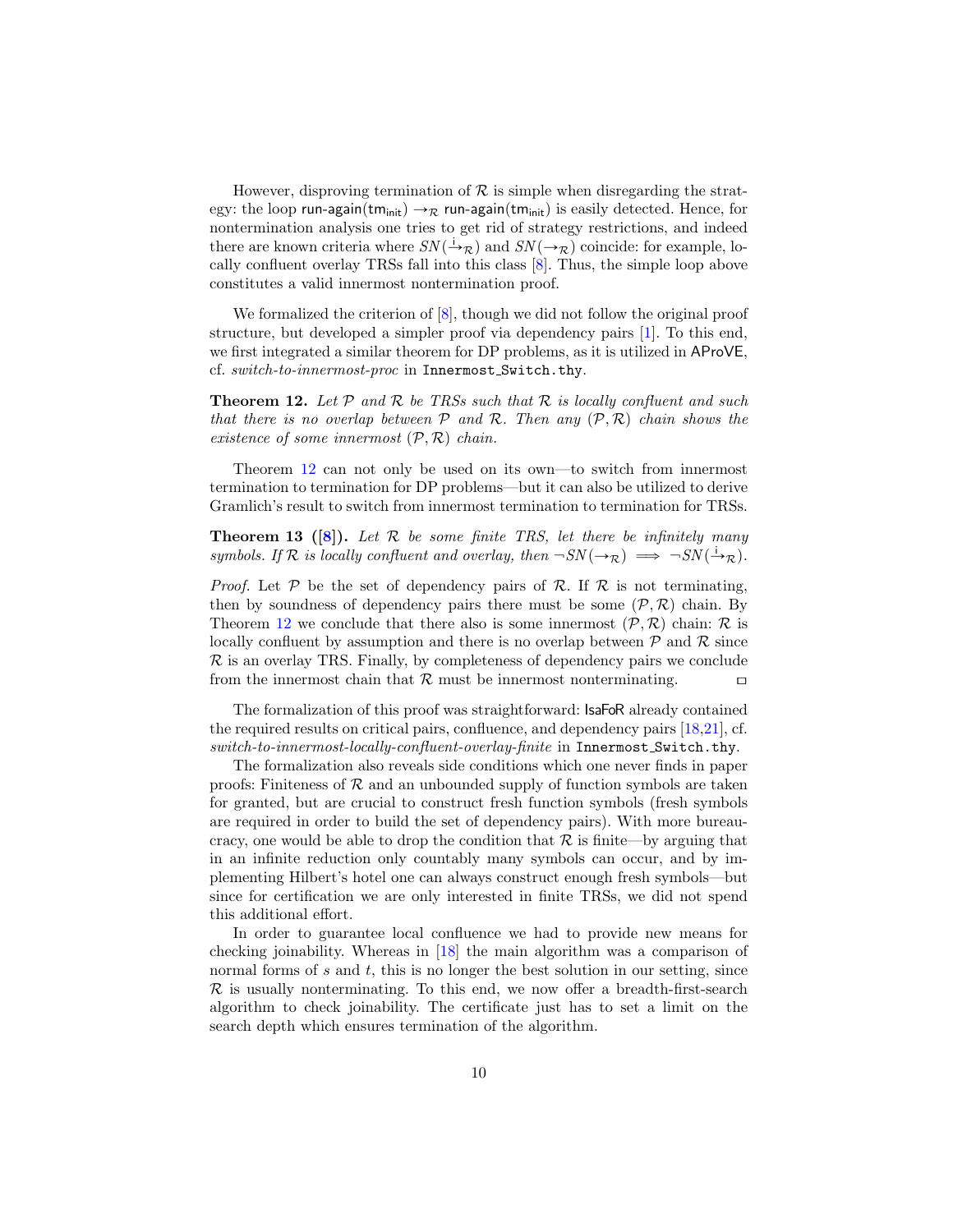However, disproving termination of $\mathcal{R}$ is simple when disregarding the strategy: the loop $\mathsf{run\text{-}again}(\mathsf{tm}_{\mathsf{init}}) \to_{\mathcal{R}} \mathsf{run\text{-}again}(\mathsf{tm}_{\mathsf{init}})$ is easily detected. Hence, for nontermination analysis one tries to get rid of strategy restrictions, and indeed there are known criteria where $SN(\xrightarrow{\mathrm{i}}_{\mathcal{R}})$ and $SN(\to_{\mathcal{R}})$ coincide: for example, locally confluent overlay TRSs fall into this class [8]. Thus, the simple loop above constitutes a valid innermost nontermination proof.

We formalized the criterion of [8], though we did not follow the original proof structure, but developed a simpler proof via dependency pairs [1]. To this end, we first integrated a similar theorem for DP problems, as it is utilized in AProVE, cf. *switch-to-innermost-proc* in `Innermost_Switch.thy`.

**Theorem 12.** *Let $\mathcal{P}$ and $\mathcal{R}$ be TRSs such that $\mathcal{R}$ is locally confluent and such that there is no overlap between $\mathcal{P}$ and $\mathcal{R}$. Then any $(\mathcal{P}, \mathcal{R})$ chain shows the existence of some innermost $(\mathcal{P}, \mathcal{R})$ chain.*

Theorem 12 can not only be used on its own—to switch from innermost termination to termination for DP problems—but it can also be utilized to derive Gramlich's result to switch from innermost termination to termination for TRSs.

**Theorem 13 ([8]).** *Let $\mathcal{R}$ be some finite TRS, let there be infinitely many symbols. If $\mathcal{R}$ is locally confluent and overlay, then $\neg SN(\to_{\mathcal{R}}) \implies \neg SN(\xrightarrow{\mathrm{i}}_{\mathcal{R}})$.*

*Proof.* Let $\mathcal{P}$ be the set of dependency pairs of $\mathcal{R}$. If $\mathcal{R}$ is not terminating, then by soundness of dependency pairs there must be some $(\mathcal{P}, \mathcal{R})$ chain. By Theorem 12 we conclude that there also is some innermost $(\mathcal{P}, \mathcal{R})$ chain: $\mathcal{R}$ is locally confluent by assumption and there is no overlap between $\mathcal{P}$ and $\mathcal{R}$ since $\mathcal{R}$ is an overlay TRS. Finally, by completeness of dependency pairs we conclude from the innermost chain that $\mathcal{R}$ must be innermost nonterminating. ◻

The formalization of this proof was straightforward: IsaFoR already contained the required results on critical pairs, confluence, and dependency pairs [18,21], cf. *switch-to-innermost-locally-confluent-overlay-finite* in `Innermost_Switch.thy`.

The formalization also reveals side conditions which one never finds in paper proofs: Finiteness of $\mathcal{R}$ and an unbounded supply of function symbols are taken for granted, but are crucial to construct fresh function symbols (fresh symbols are required in order to build the set of dependency pairs). With more bureaucracy, one would be able to drop the condition that $\mathcal{R}$ is finite—by arguing that in an infinite reduction only countably many symbols can occur, and by implementing Hilbert's hotel one can always construct enough fresh symbols—but since for certification we are only interested in finite TRSs, we did not spend this additional effort.

In order to guarantee local confluence we had to provide new means for checking joinability. Whereas in [18] the main algorithm was a comparison of normal forms of $s$ and $t$, this is no longer the best solution in our setting, since $\mathcal{R}$ is usually nonterminating. To this end, we now offer a breadth-first-search algorithm to check joinability. The certificate just has to set a limit on the search depth which ensures termination of the algorithm.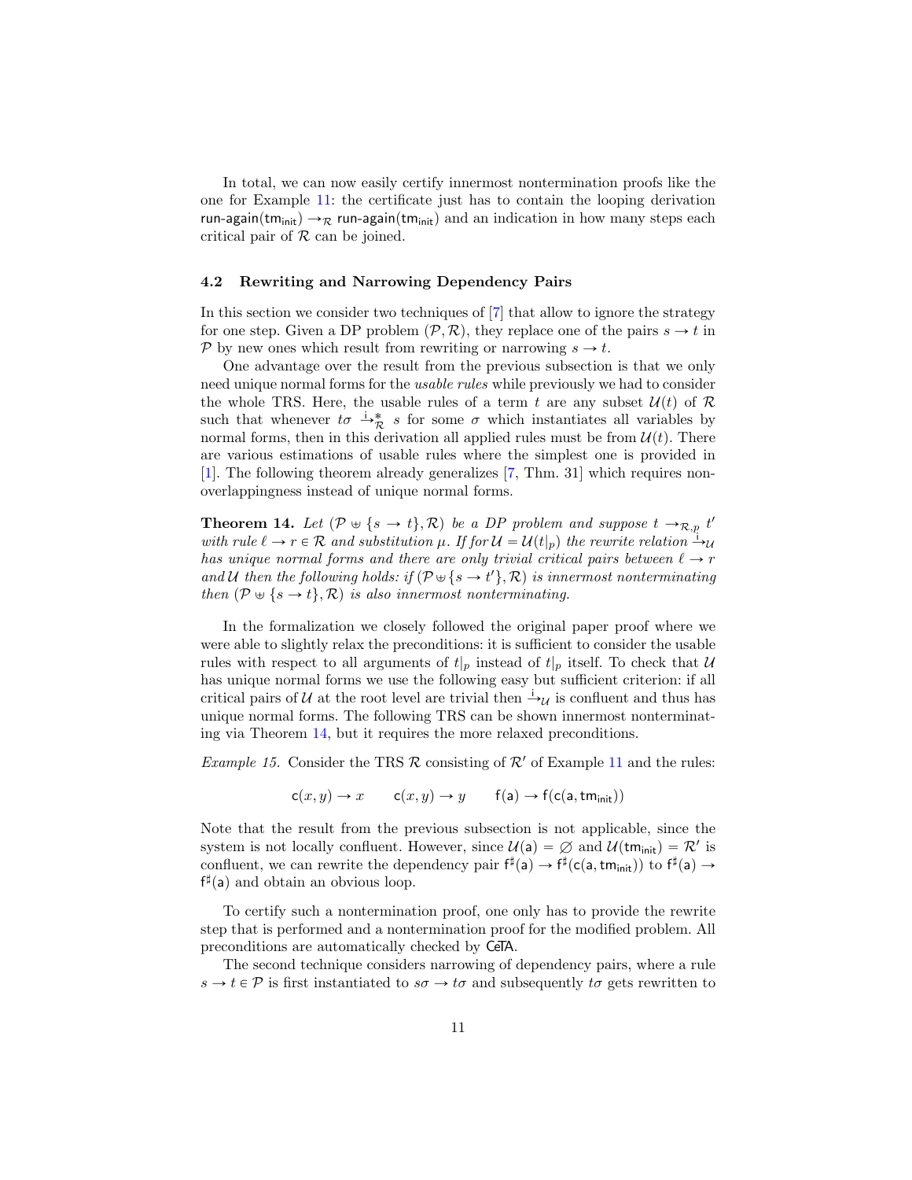In total, we can now easily certify innermost nontermination proofs like the one for Example 11: the certificate just has to contain the looping derivation $\mathsf{run\text{-}again}(\mathsf{tm}_{\mathsf{init}}) \to_{\mathcal{R}} \mathsf{run\text{-}again}(\mathsf{tm}_{\mathsf{init}})$ and an indication in how many steps each critical pair of $\mathcal{R}$ can be joined.

### 4.2 Rewriting and Narrowing Dependency Pairs

In this section we consider two techniques of [7] that allow to ignore the strategy for one step. Given a DP problem $(\mathcal{P}, \mathcal{R})$, they replace one of the pairs $s \to t$ in $\mathcal{P}$ by new ones which result from rewriting or narrowing $s \to t$.

One advantage over the result from the previous subsection is that we only need unique normal forms for the *usable rules* while previously we had to consider the whole TRS. Here, the usable rules of a term $t$ are any subset $\mathcal{U}(t)$ of $\mathcal{R}$ such that whenever $t\sigma \xrightarrow{\mathrm{i}}{}^{*}_{\mathcal{R}} s$ for some $\sigma$ which instantiates all variables by normal forms, then in this derivation all applied rules must be from $\mathcal{U}(t)$. There are various estimations of usable rules where the simplest one is provided in [1]. The following theorem already generalizes [7, Thm. 31] which requires non-overlappingness instead of unique normal forms.

**Theorem 14.** *Let $(\mathcal{P} \uplus \{s \to t\}, \mathcal{R})$ be a DP problem and suppose $t \to_{\mathcal{R},p} t'$ with rule $\ell \to r \in \mathcal{R}$ and substitution $\mu$. If for $\mathcal{U} = \mathcal{U}(t|_p)$ the rewrite relation $\xrightarrow{\mathrm{i}}_{\mathcal{U}}$ has unique normal forms and there are only trivial critical pairs between $\ell \to r$ and $\mathcal{U}$ then the following holds: if $(\mathcal{P} \uplus \{s \to t'\}, \mathcal{R})$ is innermost nonterminating then $(\mathcal{P} \uplus \{s \to t\}, \mathcal{R})$ is also innermost nonterminating.*

In the formalization we closely followed the original paper proof where we were able to slightly relax the preconditions: it is sufficient to consider the usable rules with respect to all arguments of $t|_p$ instead of $t|_p$ itself. To check that $\mathcal{U}$ has unique normal forms we use the following easy but sufficient criterion: if all critical pairs of $\mathcal{U}$ at the root level are trivial then $\xrightarrow{\mathrm{i}}_{\mathcal{U}}$ is confluent and thus has unique normal forms. The following TRS can be shown innermost nonterminating via Theorem 14, but it requires the more relaxed preconditions.

*Example 15.* Consider the TRS $\mathcal{R}$ consisting of $\mathcal{R}'$ of Example 11 and the rules:

$$\mathsf{c}(x, y) \to x \qquad \mathsf{c}(x, y) \to y \qquad \mathsf{f}(\mathsf{a}) \to \mathsf{f}(\mathsf{c}(\mathsf{a}, \mathsf{tm}_{\mathsf{init}}))$$

Note that the result from the previous subsection is not applicable, since the system is not locally confluent. However, since $\mathcal{U}(\mathsf{a}) = \varnothing$ and $\mathcal{U}(\mathsf{tm}_{\mathsf{init}}) = \mathcal{R}'$ is confluent, we can rewrite the dependency pair $\mathsf{f}^\sharp(\mathsf{a}) \to \mathsf{f}^\sharp(\mathsf{c}(\mathsf{a}, \mathsf{tm}_{\mathsf{init}}))$ to $\mathsf{f}^\sharp(\mathsf{a}) \to \mathsf{f}^\sharp(\mathsf{a})$ and obtain an obvious loop.

To certify such a nontermination proof, one only has to provide the rewrite step that is performed and a nontermination proof for the modified problem. All preconditions are automatically checked by CeTA.

The second technique considers narrowing of dependency pairs, where a rule $s \to t \in \mathcal{P}$ is first instantiated to $s\sigma \to t\sigma$ and subsequently $t\sigma$ gets rewritten to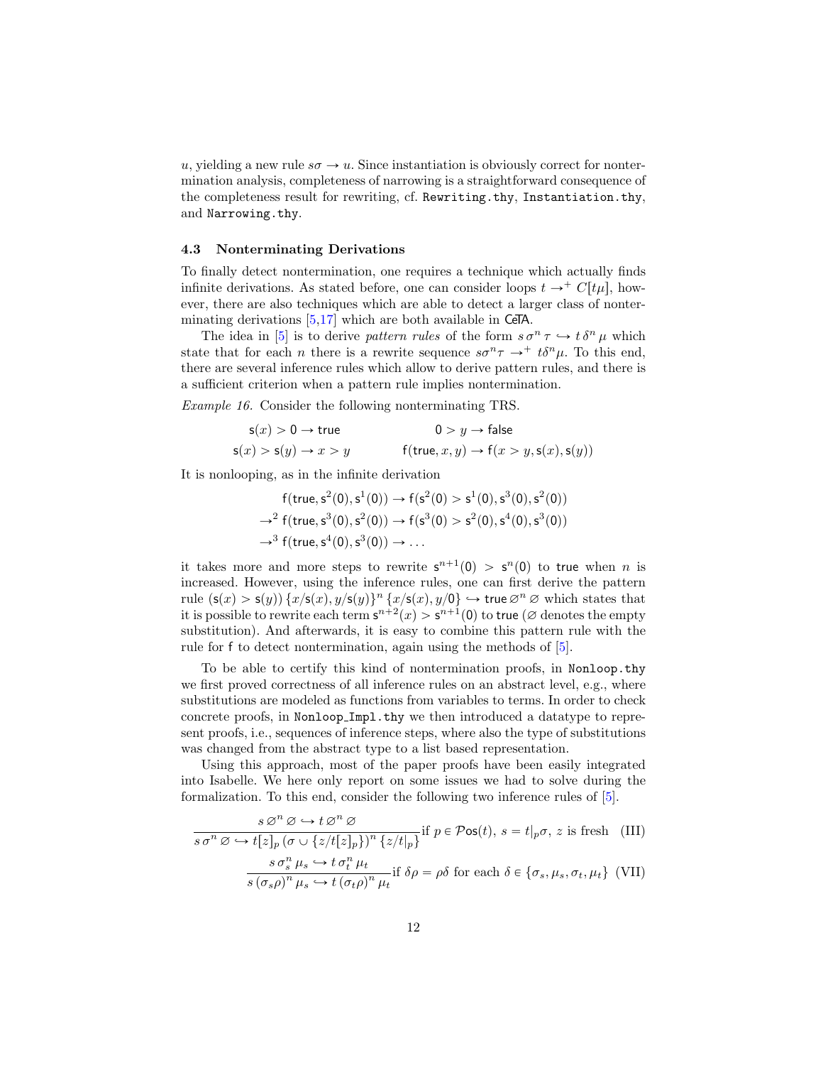$u$, yielding a new rule $s\sigma \to u$. Since instantiation is obviously correct for nontermination analysis, completeness of narrowing is a straightforward consequence of the completeness result for rewriting, cf. `Rewriting.thy`, `Instantiation.thy`, and `Narrowing.thy`.

### 4.3 Nonterminating Derivations

To finally detect nontermination, one requires a technique which actually finds infinite derivations. As stated before, one can consider loops $t \to^+ C[t\mu]$, however, there are also techniques which are able to detect a larger class of nonterminating derivations [5,17] which are both available in CeTA.

The idea in [5] is to derive *pattern rules* of the form $s\,\sigma^n\,\tau \hookrightarrow t\,\delta^n\,\mu$ which state that for each $n$ there is a rewrite sequence $s\sigma^n\tau \to^+ t\delta^n\mu$. To this end, there are several inference rules which allow to derive pattern rules, and there is a sufficient criterion when a pattern rule implies nontermination.

*Example 16.* Consider the following nonterminating TRS.

$$\mathsf{s}(x) > \mathsf{0} \to \mathsf{true} \qquad\qquad \mathsf{0} > y \to \mathsf{false}$$

$$\mathsf{s}(x) > \mathsf{s}(y) \to x > y \qquad\qquad \mathsf{f}(\mathsf{true}, x, y) \to \mathsf{f}(x > y, \mathsf{s}(x), \mathsf{s}(y))$$

It is nonlooping, as in the infinite derivation

$$\begin{aligned}
&\mathsf{f}(\mathsf{true}, \mathsf{s}^2(\mathsf{0}), \mathsf{s}^1(\mathsf{0})) \to \mathsf{f}(\mathsf{s}^2(\mathsf{0}) > \mathsf{s}^1(\mathsf{0}), \mathsf{s}^3(\mathsf{0}), \mathsf{s}^2(\mathsf{0})) \\
\to^2\ &\mathsf{f}(\mathsf{true}, \mathsf{s}^3(\mathsf{0}), \mathsf{s}^2(\mathsf{0})) \to \mathsf{f}(\mathsf{s}^3(\mathsf{0}) > \mathsf{s}^2(\mathsf{0}), \mathsf{s}^4(\mathsf{0}), \mathsf{s}^3(\mathsf{0})) \\
\to^3\ &\mathsf{f}(\mathsf{true}, \mathsf{s}^4(\mathsf{0}), \mathsf{s}^3(\mathsf{0})) \to \dots
\end{aligned}$$

it takes more and more steps to rewrite $\mathsf{s}^{n+1}(\mathsf{0}) > \mathsf{s}^n(\mathsf{0})$ to $\mathsf{true}$ when $n$ is increased. However, using the inference rules, one can first derive the pattern rule $(\mathsf{s}(x) > \mathsf{s}(y))\,\{x/\mathsf{s}(x), y/\mathsf{s}(y)\}^n\,\{x/\mathsf{s}(x), y/\mathsf{0}\} \hookrightarrow \mathsf{true}\,\varnothing^n\,\varnothing$ which states that it is possible to rewrite each term $\mathsf{s}^{n+2}(x) > \mathsf{s}^{n+1}(\mathsf{0})$ to $\mathsf{true}$ ($\varnothing$ denotes the empty substitution). And afterwards, it is easy to combine this pattern rule with the rule for $\mathsf{f}$ to detect nontermination, again using the methods of [5].

To be able to certify this kind of nontermination proofs, in `Nonloop.thy` we first proved correctness of all inference rules on an abstract level, e.g., where substitutions are modeled as functions from variables to terms. In order to check concrete proofs, in `Nonloop_Impl.thy` we then introduced a datatype to represent proofs, i.e., sequences of inference steps, where also the type of substitutions was changed from the abstract type to a list based representation.

Using this approach, most of the paper proofs have been easily integrated into Isabelle. We here only report on some issues we had to solve during the formalization. To this end, consider the following two inference rules of [5].

$$\frac{s\,\varnothing^n\,\varnothing \hookrightarrow t\,\varnothing^n\,\varnothing}{s\,\sigma^n\,\varnothing \hookrightarrow t[z]_p\,(\sigma \cup \{z/t[z]_p\})^n\,\{z/t|_p\}} \text{if } p \in \mathcal{P}\mathsf{os}(t),\ s = t|_p\sigma,\ z \text{ is fresh} \quad \text{(III)}$$

$$\frac{s\,\sigma_s^n\,\mu_s \hookrightarrow t\,\sigma_t^n\,\mu_t}{s\,(\sigma_s\rho)^n\,\mu_s \hookrightarrow t\,(\sigma_t\rho)^n\,\mu_t} \text{if } \delta\rho = \rho\delta \text{ for each } \delta \in \{\sigma_s, \mu_s, \sigma_t, \mu_t\} \quad \text{(VII)}$$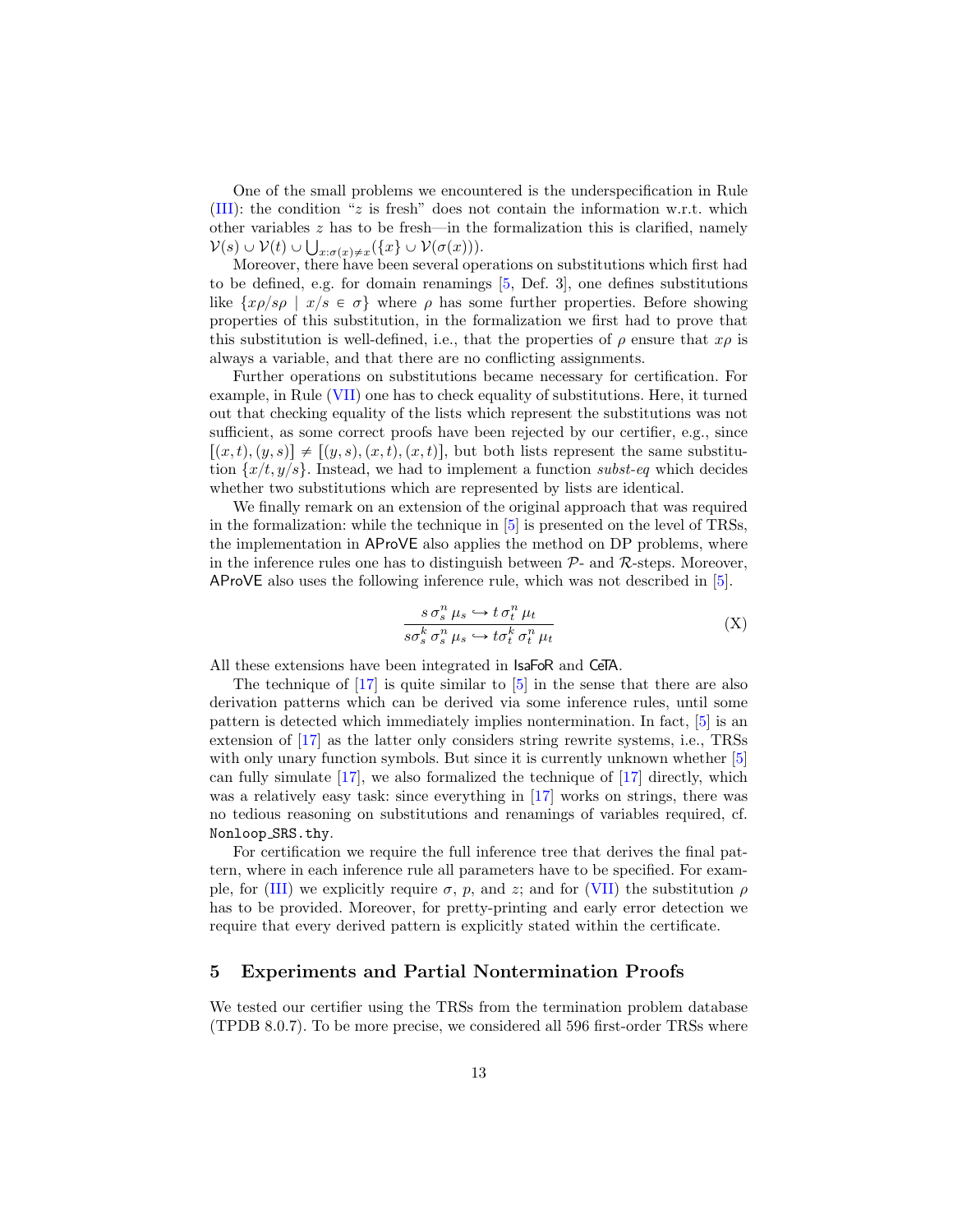One of the small problems we encountered is the underspecification in Rule (III): the condition "$z$ is fresh" does not contain the information w.r.t. which other variables $z$ has to be fresh—in the formalization this is clarified, namely $\mathcal{V}(s) \cup \mathcal{V}(t) \cup \bigcup_{x:\sigma(x)\neq x}(\{x\} \cup \mathcal{V}(\sigma(x)))$.

Moreover, there have been several operations on substitutions which first had to be defined, e.g. for domain renamings [5, Def. 3], one defines substitutions like $\{x\rho/s\rho \mid x/s \in \sigma\}$ where $\rho$ has some further properties. Before showing properties of this substitution, in the formalization we first had to prove that this substitution is well-defined, i.e., that the properties of $\rho$ ensure that $x\rho$ is always a variable, and that there are no conflicting assignments.

Further operations on substitutions became necessary for certification. For example, in Rule (VII) one has to check equality of substitutions. Here, it turned out that checking equality of the lists which represent the substitutions was not sufficient, as some correct proofs have been rejected by our certifier, e.g., since $[(x,t),(y,s)] \neq [(y,s),(x,t),(x,t)]$, but both lists represent the same substitution $\{x/t, y/s\}$. Instead, we had to implement a function *subst-eq* which decides whether two substitutions which are represented by lists are identical.

We finally remark on an extension of the original approach that was required in the formalization: while the technique in [5] is presented on the level of TRSs, the implementation in AProVE also applies the method on DP problems, where in the inference rules one has to distinguish between $\mathcal{P}$- and $\mathcal{R}$-steps. Moreover, AProVE also uses the following inference rule, which was not described in [5].

$$\frac{s\,\sigma_s^n\,\mu_s \hookrightarrow t\,\sigma_t^n\,\mu_t}{s\sigma_s^k\,\sigma_s^n\,\mu_s \hookrightarrow t\sigma_t^k\,\sigma_t^n\,\mu_t} \tag{X}$$

All these extensions have been integrated in IsaFoR and CeTA.

The technique of [17] is quite similar to [5] in the sense that there are also derivation patterns which can be derived via some inference rules, until some pattern is detected which immediately implies nontermination. In fact, [5] is an extension of [17] as the latter only considers string rewrite systems, i.e., TRSs with only unary function symbols. But since it is currently unknown whether [5] can fully simulate [17], we also formalized the technique of [17] directly, which was a relatively easy task: since everything in [17] works on strings, there was no tedious reasoning on substitutions and renamings of variables required, cf. `Nonloop_SRS.thy`.

For certification we require the full inference tree that derives the final pattern, where in each inference rule all parameters have to be specified. For example, for (III) we explicitly require $\sigma$, $p$, and $z$; and for (VII) the substitution $\rho$ has to be provided. Moreover, for pretty-printing and early error detection we require that every derived pattern is explicitly stated within the certificate.

## 5 Experiments and Partial Nontermination Proofs

We tested our certifier using the TRSs from the termination problem database (TPDB 8.0.7). To be more precise, we considered all 596 first-order TRSs where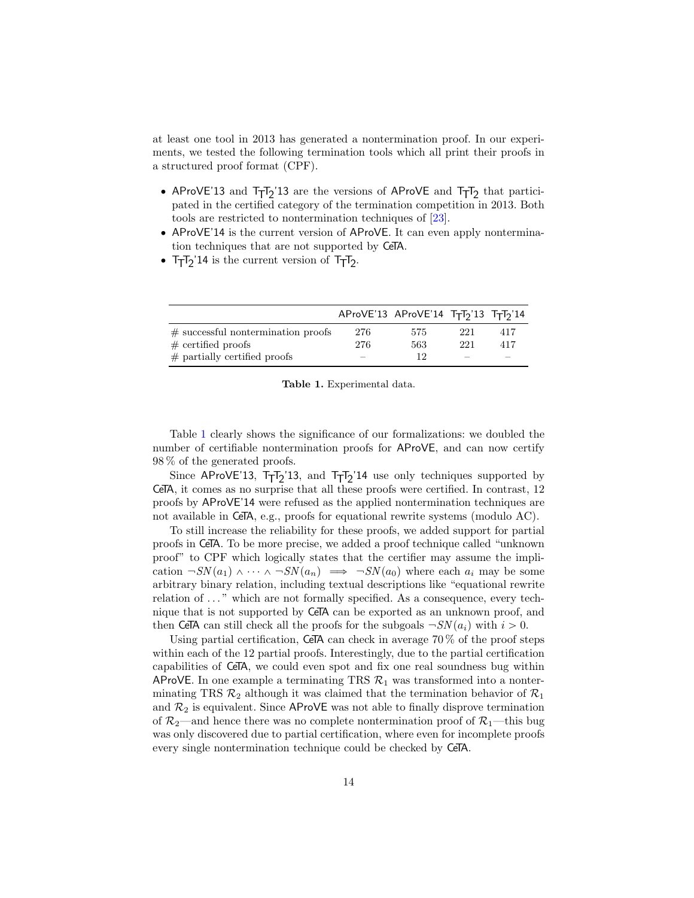at least one tool in 2013 has generated a nontermination proof. In our experiments, we tested the following termination tools which all print their proofs in a structured proof format (CPF).

- AProVE'13 and $\mathsf{T_TT_2}$'13 are the versions of AProVE and $\mathsf{T_TT_2}$ that participated in the certified category of the termination competition in 2013. Both tools are restricted to nontermination techniques of [23].
- AProVE'14 is the current version of AProVE. It can even apply nontermination techniques that are not supported by CeTA.
- $\mathsf{T_TT_2}$'14 is the current version of $\mathsf{T_TT_2}$.

| | AProVE'13 | AProVE'14 | $\mathsf{T_TT_2}$'13 | $\mathsf{T_TT_2}$'14 |
|---|---|---|---|---|
| # successful nontermination proofs | 276 | 575 | 221 | 417 |
| # certified proofs | 276 | 563 | 221 | 417 |
| # partially certified proofs | – | 12 | – | – |

**Table 1.** Experimental data.

Table 1 clearly shows the significance of our formalizations: we doubled the number of certifiable nontermination proofs for AProVE, and can now certify 98 % of the generated proofs.

Since AProVE'13, $\mathsf{T_TT_2}$'13, and $\mathsf{T_TT_2}$'14 use only techniques supported by CeTA, it comes as no surprise that all these proofs were certified. In contrast, 12 proofs by AProVE'14 were refused as the applied nontermination techniques are not available in CeTA, e.g., proofs for equational rewrite systems (modulo AC).

To still increase the reliability for these proofs, we added support for partial proofs in CeTA. To be more precise, we added a proof technique called "unknown proof" to CPF which logically states that the certifier may assume the implication $\neg SN(a_1) \wedge \cdots \wedge \neg SN(a_n) \implies \neg SN(a_0)$ where each $a_i$ may be some arbitrary binary relation, including textual descriptions like "equational rewrite relation of ..." which are not formally specified. As a consequence, every technique that is not supported by CeTA can be exported as an unknown proof, and then CeTA can still check all the proofs for the subgoals $\neg SN(a_i)$ with $i > 0$.

Using partial certification, CeTA can check in average 70 % of the proof steps within each of the 12 partial proofs. Interestingly, due to the partial certification capabilities of CeTA, we could even spot and fix one real soundness bug within AProVE. In one example a terminating TRS $\mathcal{R}_1$ was transformed into a nonterminating TRS $\mathcal{R}_2$ although it was claimed that the termination behavior of $\mathcal{R}_1$ and $\mathcal{R}_2$ is equivalent. Since AProVE was not able to finally disprove termination of $\mathcal{R}_2$—and hence there was no complete nontermination proof of $\mathcal{R}_1$—this bug was only discovered due to partial certification, where even for incomplete proofs every single nontermination technique could be checked by CeTA.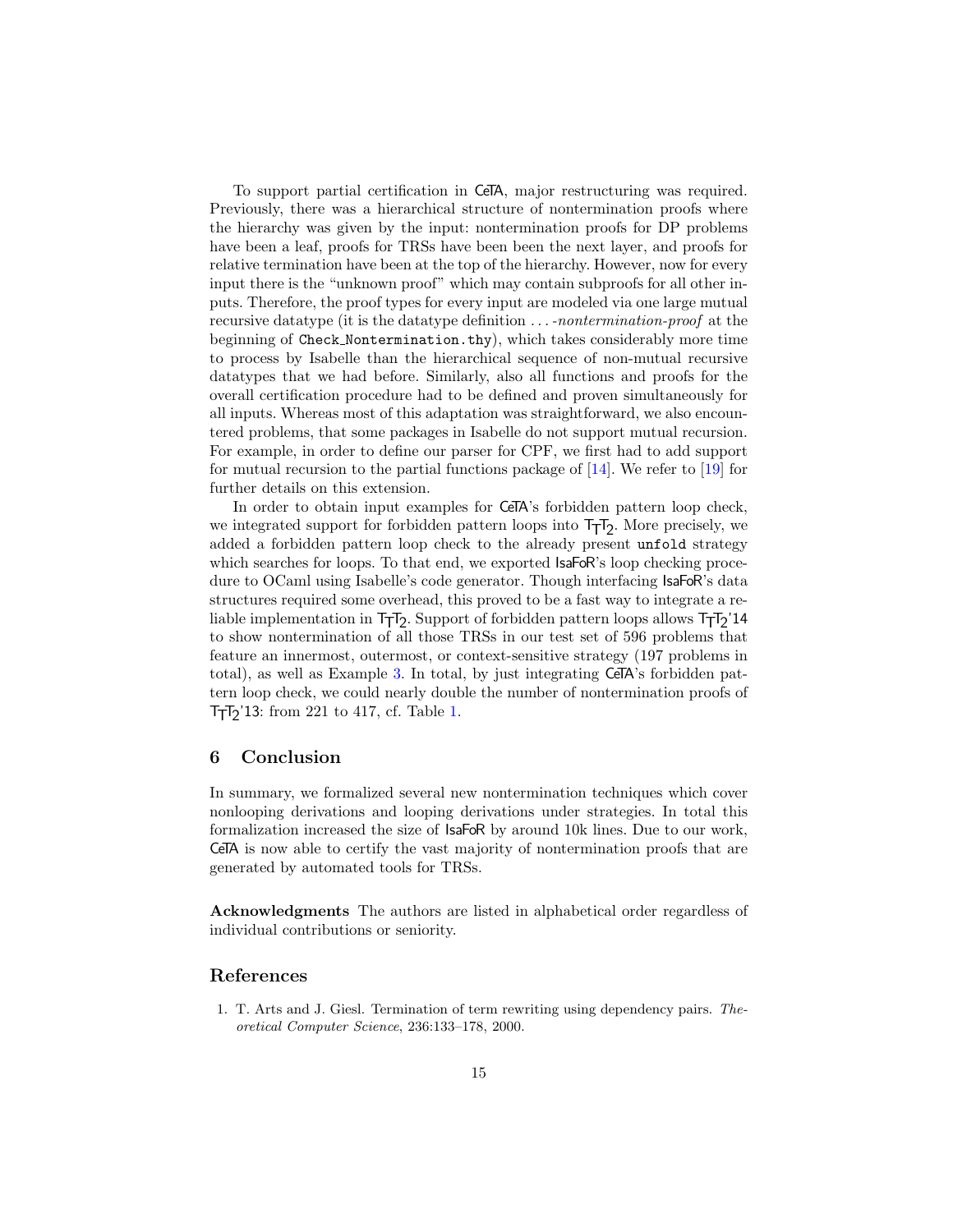To support partial certification in CeTA, major restructuring was required. Previously, there was a hierarchical structure of nontermination proofs where the hierarchy was given by the input: nontermination proofs for DP problems have been a leaf, proofs for TRSs have been been the next layer, and proofs for relative termination have been at the top of the hierarchy. However, now for every input there is the "unknown proof" which may contain subproofs for all other inputs. Therefore, the proof types for every input are modeled via one large mutual recursive datatype (it is the datatype definition *...-nontermination-proof* at the beginning of `Check_Nontermination.thy`), which takes considerably more time to process by Isabelle than the hierarchical sequence of non-mutual recursive datatypes that we had before. Similarly, also all functions and proofs for the overall certification procedure had to be defined and proven simultaneously for all inputs. Whereas most of this adaptation was straightforward, we also encountered problems, that some packages in Isabelle do not support mutual recursion. For example, in order to define our parser for CPF, we first had to add support for mutual recursion to the partial functions package of [14]. We refer to [19] for further details on this extension.

In order to obtain input examples for CeTA's forbidden pattern loop check, we integrated support for forbidden pattern loops into $\mathsf{T_TT_2}$. More precisely, we added a forbidden pattern loop check to the already present `unfold` strategy which searches for loops. To that end, we exported IsaFoR's loop checking procedure to OCaml using Isabelle's code generator. Though interfacing IsaFoR's data structures required some overhead, this proved to be a fast way to integrate a reliable implementation in $\mathsf{T_TT_2}$. Support of forbidden pattern loops allows $\mathsf{T_TT_2}$'14 to show nontermination of all those TRSs in our test set of 596 problems that feature an innermost, outermost, or context-sensitive strategy (197 problems in total), as well as Example 3. In total, by just integrating CeTA's forbidden pattern loop check, we could nearly double the number of nontermination proofs of $\mathsf{T_TT_2}$'13: from 221 to 417, cf. Table 1.

## 6 Conclusion

In summary, we formalized several new nontermination techniques which cover nonlooping derivations and looping derivations under strategies. In total this formalization increased the size of IsaFoR by around 10k lines. Due to our work, CeTA is now able to certify the vast majority of nontermination proofs that are generated by automated tools for TRSs.

**Acknowledgments** The authors are listed in alphabetical order regardless of individual contributions or seniority.

## References

1. T. Arts and J. Giesl. Termination of term rewriting using dependency pairs. *Theoretical Computer Science*, 236:133–178, 2000.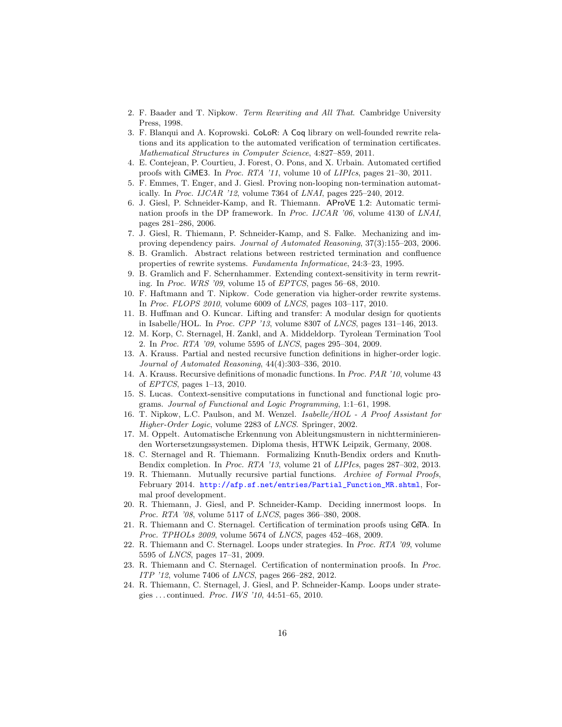2. F. Baader and T. Nipkow. *Term Rewriting and All That*. Cambridge University Press, 1998.
3. F. Blanqui and A. Koprowski. CoLoR: A Coq library on well-founded rewrite relations and its application to the automated verification of termination certificates. *Mathematical Structures in Computer Science*, 4:827–859, 2011.
4. E. Contejean, P. Courtieu, J. Forest, O. Pons, and X. Urbain. Automated certified proofs with CiME3. In *Proc. RTA '11*, volume 10 of *LIPIcs*, pages 21–30, 2011.
5. F. Emmes, T. Enger, and J. Giesl. Proving non-looping non-termination automatically. In *Proc. IJCAR '12*, volume 7364 of *LNAI*, pages 225–240, 2012.
6. J. Giesl, P. Schneider-Kamp, and R. Thiemann. AProVE 1.2: Automatic termination proofs in the DP framework. In *Proc. IJCAR '06*, volume 4130 of *LNAI*, pages 281–286, 2006.
7. J. Giesl, R. Thiemann, P. Schneider-Kamp, and S. Falke. Mechanizing and improving dependency pairs. *Journal of Automated Reasoning*, 37(3):155–203, 2006.
8. B. Gramlich. Abstract relations between restricted termination and confluence properties of rewrite systems. *Fundamenta Informaticae*, 24:3–23, 1995.
9. B. Gramlich and F. Schernhammer. Extending context-sensitivity in term rewriting. In *Proc. WRS '09*, volume 15 of *EPTCS*, pages 56–68, 2010.
10. F. Haftmann and T. Nipkow. Code generation via higher-order rewrite systems. In *Proc. FLOPS 2010*, volume 6009 of *LNCS*, pages 103–117, 2010.
11. B. Huffman and O. Kuncar. Lifting and transfer: A modular design for quotients in Isabelle/HOL. In *Proc. CPP '13*, volume 8307 of *LNCS*, pages 131–146, 2013.
12. M. Korp, C. Sternagel, H. Zankl, and A. Middeldorp. Tyrolean Termination Tool 2. In *Proc. RTA '09*, volume 5595 of *LNCS*, pages 295–304, 2009.
13. A. Krauss. Partial and nested recursive function definitions in higher-order logic. *Journal of Automated Reasoning*, 44(4):303–336, 2010.
14. A. Krauss. Recursive definitions of monadic functions. In *Proc. PAR '10*, volume 43 of *EPTCS*, pages 1–13, 2010.
15. S. Lucas. Context-sensitive computations in functional and functional logic programs. *Journal of Functional and Logic Programming*, 1:1–61, 1998.
16. T. Nipkow, L.C. Paulson, and M. Wenzel. *Isabelle/HOL - A Proof Assistant for Higher-Order Logic*, volume 2283 of *LNCS*. Springer, 2002.
17. M. Oppelt. Automatische Erkennung von Ableitungsmustern in nichtterminierenden Wortersetzungssystemen. Diploma thesis, HTWK Leipzig, Germany, 2008.
18. C. Sternagel and R. Thiemann. Formalizing Knuth-Bendix orders and Knuth-Bendix completion. In *Proc. RTA '13*, volume 21 of *LIPIcs*, pages 287–302, 2013.
19. R. Thiemann. Mutually recursive partial functions. *Archive of Formal Proofs*, February 2014. http://afp.sf.net/entries/Partial_Function_MR.shtml, Formal proof development.
20. R. Thiemann, J. Giesl, and P. Schneider-Kamp. Deciding innermost loops. In *Proc. RTA '08*, volume 5117 of *LNCS*, pages 366–380, 2008.
21. R. Thiemann and C. Sternagel. Certification of termination proofs using CeTA. In *Proc. TPHOLs 2009*, volume 5674 of *LNCS*, pages 452–468, 2009.
22. R. Thiemann and C. Sternagel. Loops under strategies. In *Proc. RTA '09*, volume 5595 of *LNCS*, pages 17–31, 2009.
23. R. Thiemann and C. Sternagel. Certification of nontermination proofs. In *Proc. ITP '12*, volume 7406 of *LNCS*, pages 266–282, 2012.
24. R. Thiemann, C. Sternagel, J. Giesl, and P. Schneider-Kamp. Loops under strategies ... continued. *Proc. IWS '10*, 44:51–65, 2010.